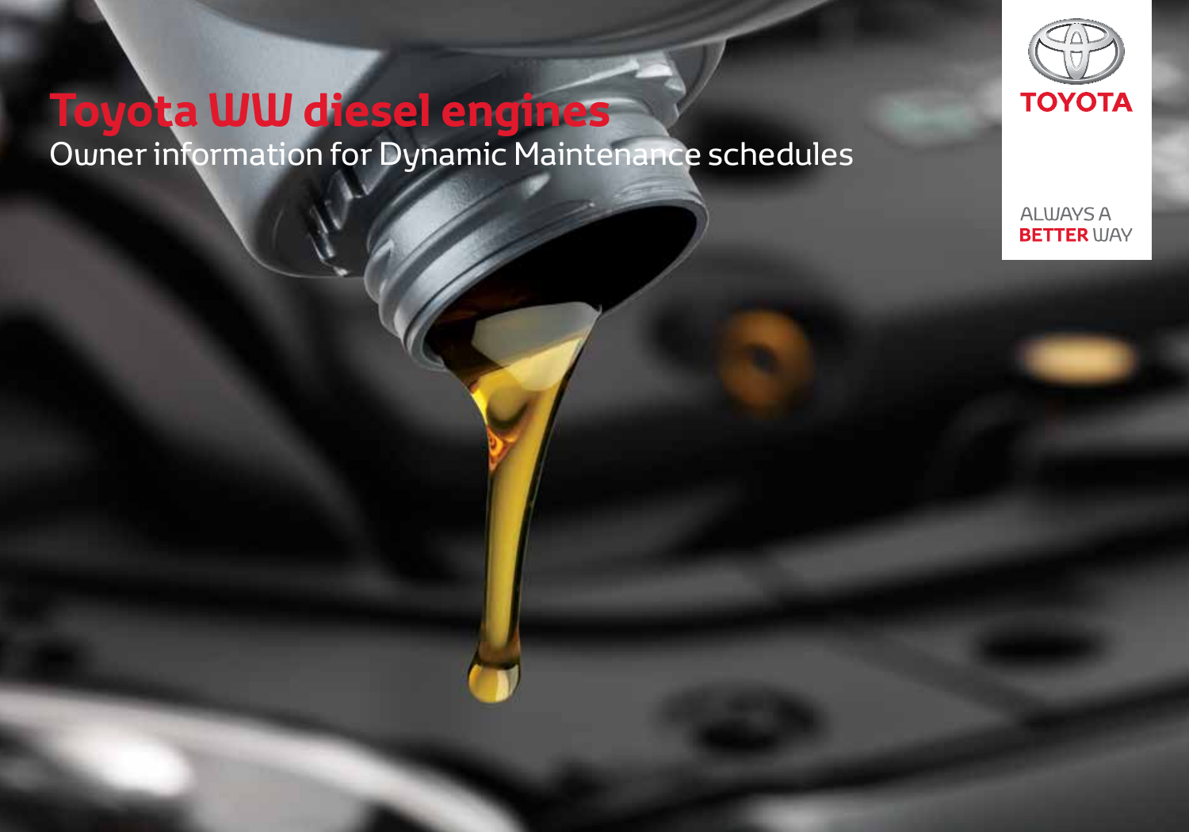# Toyota WW diesel engines

Owner information for Dynamic Maintenance schedules

TOYOTA

ALWAYS A **BETTER** WAY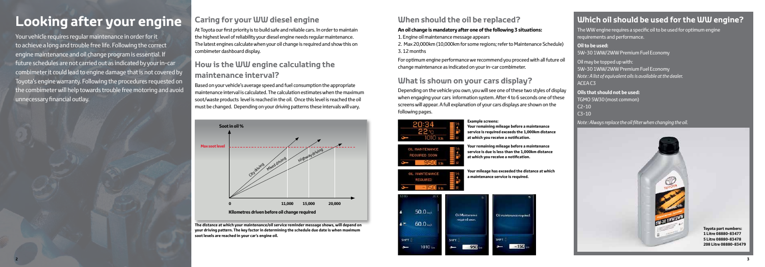# Looking after your engine

Your vehicle requires regular maintenance in order for it to achieve a long and trouble free life. Following the correct engine maintenance and oil change program is essential. If future schedules are not carried out as indicated by your in-car combimeter it could lead to engine damage that is not covered by Toyota's engine warranty. Following the procedures requested on the combimeter will help towards trouble free motoring and avoid unnecessary financial outlay.

## Caring for your WW diesel engine

At Toyota our first priority is to build safe and reliable cars. In order to maintain the highest level of reliability your diesel engine needs regular maintenance. The latest engines calculate when your oil change is required and show this on combimeter dashboard display.

## How is the WW engine calculating the maintenance interval?

Based on your vehicle's average speed and fuel consumption the appropriate maintenance interval is calculated. The calculation estimates when the maximum soot/waste products level is reached in the oil. Once this level is reached the oil must be changed. Depending on your driving patterns these intervals will vary.

Soot in oil %

Max soot level

City driving — Mixed driving — Highway driving

0 — 11,000 — 15,000 — 20,000

Kilometres driven before oil change required

**The distance at which your maintenance/oil service reminder message shows, will depend on your driving pattern. The key factor in determining the schedule due date is when maximum soot levels are reached in your car's engine oil.**

## When should the oil be replaced?

**An oil change is mandatory after one of the following 3 situations:**

1. Engine oil maintenance message appears
2. Max 20,000km (10,000km for some regions; refer to Maintenance Schedule)
3. 12 months

For optimum engine performance we recommend you proceed with all future oil change maintenance as indicated on your in-car combimeter.

## What is shown on your cars display?

Depending on the vehicle you own, you will see one of these two styles of display when engaging your cars information system. After 4 to 6 seconds one of these screens will appear. A full explanation of your cars displays are shown on the following pages.

**Example screens:**

**Your remaining mileage before a maintenance service is required exceeds the 1,000km distance at which you receive a notification.**

**Your remaining mileage before a maintenance service is due is less than the 1,000km distance at which you receive a notification.**

**Your mileage has exceeded the distance at which a maintenance service is required.**

## Which oil should be used for the WW engine?

The WW engine requires a specific oil to be used for optimum engine requirements and performance.

**Oil to be used:**

5W-30 1WW/2WW Premium Fuel Economy

Oil may be topped up with:

5W-30 1WW/2WW Premium Fuel Economy

*Note: A list of equivalent oils is available at the dealer.*

ACEA C3

**Oils that should not be used:**

TGMO 5W30 (most common)

C2-10

C3-10

*Note: Always replace the oil filter when changing the oil.*

**Toyota part numbers:**
**1 Litre 08880-83477**
**5 Litre 08880-83478**
**208 Litre 08880-83479**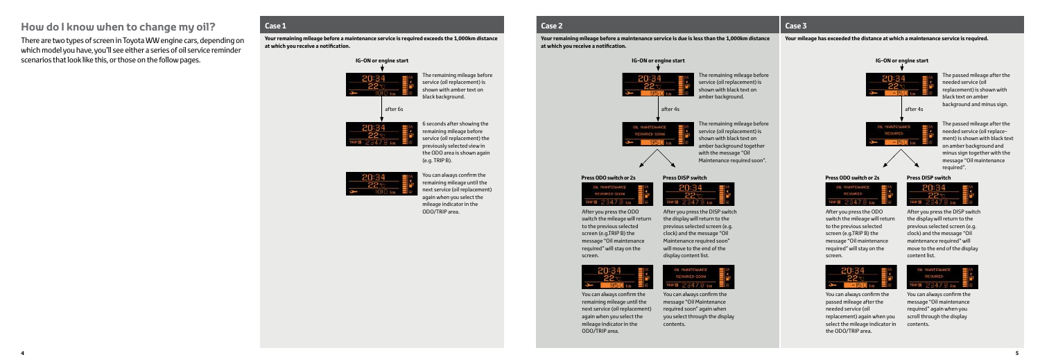## How do I know when to change my oil?

There are two types of screen in Toyota WW engine cars, depending on which model you have, you'll see either a series of oil service reminder scenarios that look like this, or those on the follow pages.

### Case 1

**Your remaining mileage before a maintenance service is required exceeds the 1,000km distance at which you receive a notification.**

**IG-ON or engine start**

The remaining mileage before service (oil replacement) is shown with amber text on black background.

after 6s

6 seconds after showing the remaining mileage before service (oil replacement) the previously selected view in the ODO area is shown again (e.g. TRIP B).

You can always confirm the remaining mileage until the next service (oil replacement) again when you select the mileage indicator in the ODO/TRIP area.

### Case 2

**Your remaining mileage before a maintenance service is due is less than the 1,000km distance at which you receive a notification.**

**IG-ON or engine start**

The remaining mileage before service (oil replacement) is shown with black text on amber background.

after 4s

The remaining mileage before service (oil replacement) is shown with black text on amber background together with the message "Oil Maintenance required soon".

**Press ODO switch or 2s**

After you press the ODO switch the mileage will return to the previous selected screen (e.g.TRIP B) the message "Oil maintenance required" will stay on the screen.

You can always confirm the remaining mileage until the next service (oil replacement) again when you select the mileage indicator in the ODO/TRIP area.

**Press DISP switch**

After you press the DISP switch the display will return to the previous selected screen (e.g. clock) and the message "Oil Maintenance required soon" will move to the end of the display content list.

You can always confirm the message "Oil Maintenance required soon" again when you select through the display contents.

### Case 3

**Your mileage has exceeded the distance at which a maintenance service is required.**

**IG-ON or engine start**

The passed mileage after the needed service (oil replacement) is shown with black text on amber background and minus sign.

after 4s

The passed mileage after the needed service (oil replacement) is shown with black text on amber background and minus sign together with the message "Oil maintenance required".

**Press ODO switch or 2s**

After you press the ODO switch the mileage will return to the previous selected screen (e.g.TRIP B) the message "Oil maintenance required" will stay on the screen.

You can always confirm the passed mileage after the needed service (oil replacement) again when you select the mileage indicator in the ODO/TRIP area.

**Press DISP switch**

After you press the DISP switch the display will return to the previous selected screen (e.g. clock) and the message "Oil maintenance required" will move to the end of the display content list.

You can always confirm the message "Oil maintenance required" again when you scroll through the display contents.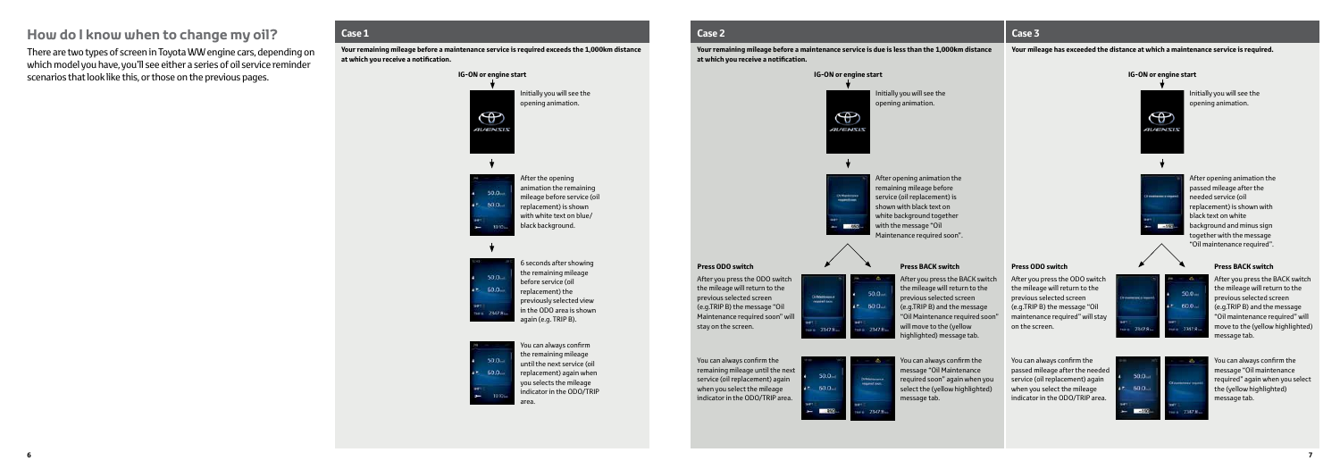## How do I know when to change my oil?

There are two types of screen in Toyota WW engine cars, depending on which model you have, you'll see either a series of oil service reminder scenarios that look like this, or those on the previous pages.

### Case 1

**Your remaining mileage before a maintenance service is required exceeds the 1,000km distance at which you receive a notification.**

**IG-ON or engine start**

Initially you will see the opening animation.

After the opening animation the remaining mileage before service (oil replacement) is shown with white text on blue/black background.

6 seconds after showing the remaining mileage before service (oil replacement) the previously selected view in the ODO area is shown again (e.g. TRIP B).

You can always confirm the remaining mileage until the next service (oil replacement) again when you selects the mileage indicator in the ODO/TRIP area.

### Case 2

**Your remaining mileage before a maintenance service is due is less than the 1,000km distance at which you receive a notification.**

**IG-ON or engine start**

Initially you will see the opening animation.

After opening animation the remaining mileage before service (oil replacement) is shown with black text on white background together with the message "Oil Maintenance required soon".

**Press ODO switch**

After you press the ODO switch the mileage will return to the previous selected screen (e.g.TRIP B) the message "Oil Maintenance required soon" will stay on the screen.

You can always confirm the remaining mileage until the next service (oil replacement) again when you select the mileage indicator in the ODO/TRIP area.

**Press BACK switch**

After you press the BACK switch the mileage will return to the previous selected screen (e.g.TRIP B) and the message "Oil Maintenance required soon" will move to the (yellow highlighted) message tab.

You can always confirm the message "Oil Maintenance required soon" again when you select the (yellow highlighted) message tab.

### Case 3

**Your mileage has exceeded the distance at which a maintenance service is required.**

**IG-ON or engine start**

Initially you will see the opening animation.

After opening animation the passed mileage after the needed service (oil replacement) is shown with black text on white background and minus sign together with the message "Oil maintenance required".

**Press ODO switch**

After you press the ODO switch the mileage will return to the previous selected screen (e.g.TRIP B) the message "Oil maintenance required" will stay on the screen.

You can always confirm the passed mileage after the needed service (oil replacement) again when you select the mileage indicator in the ODO/TRIP area.

**Press BACK switch**

After you press the BACK switch the mileage will return to the previous selected screen (e.g.TRIP B) and the message "Oil maintenance required" will move to the (yellow highlighted) message tab.

You can always confirm the message "Oil maintenance required" again when you select the (yellow highlighted) message tab.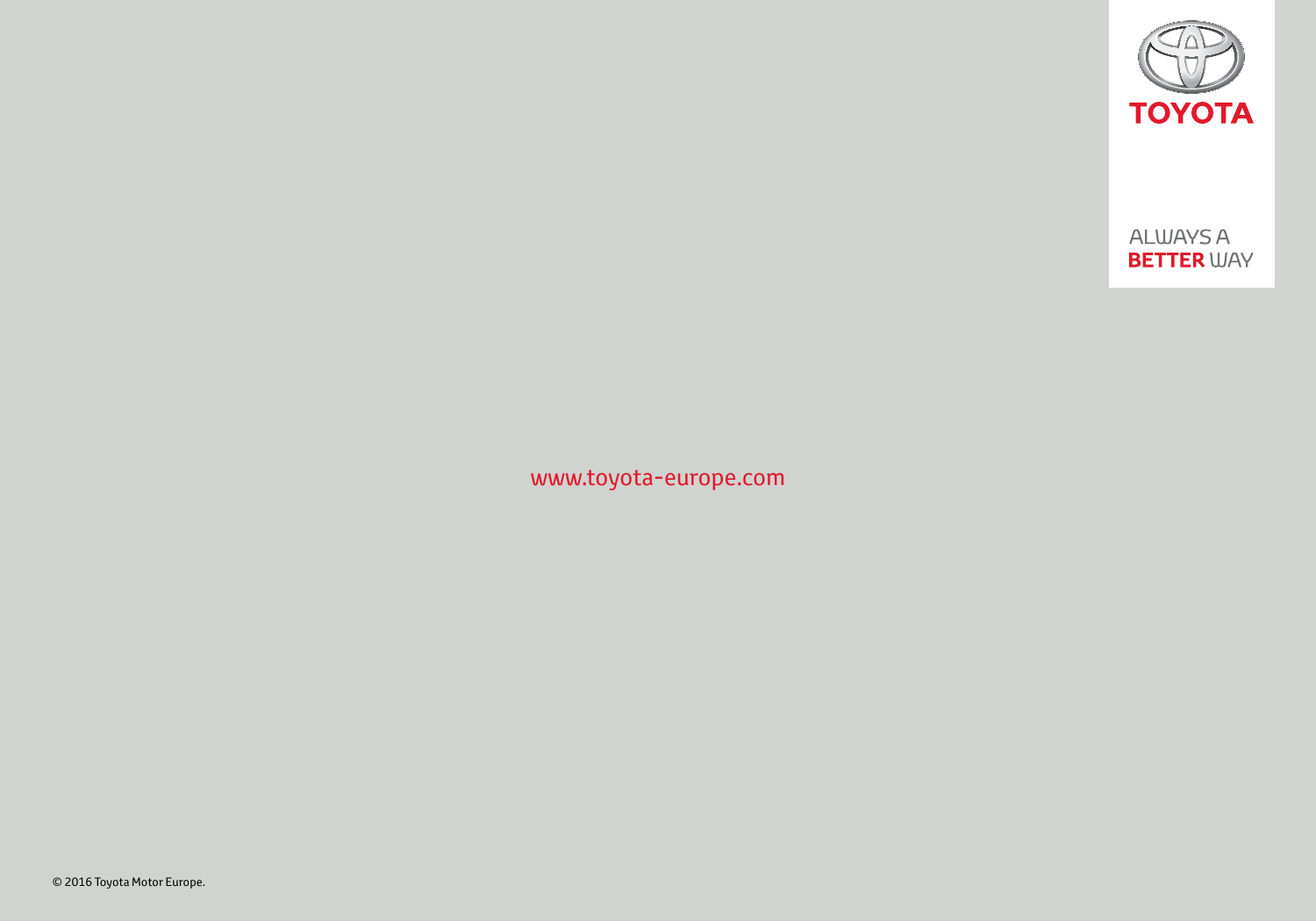TOYOTA

ALWAYS A
**BETTER** WAY

www.toyota-europe.com

© 2016 Toyota Motor Europe.